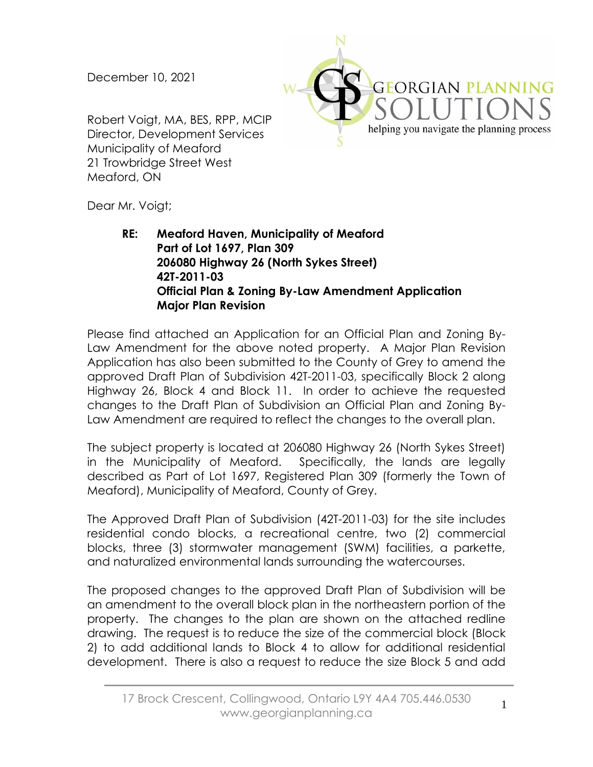December 10, 2021

Robert Voigt, MA, BES, RPP, MCIP
Director, Development Services
Municipality of Meaford
21 Trowbridge Street West
Meaford, ON

Dear Mr. Voigt;

**RE: Meaford Haven, Municipality of Meaford**
**Part of Lot 1697, Plan 309**
**206080 Highway 26 (North Sykes Street)**
**42T-2011-03**
**Official Plan & Zoning By-Law Amendment Application**
**Major Plan Revision**

Please find attached an Application for an Official Plan and Zoning By-Law Amendment for the above noted property. A Major Plan Revision Application has also been submitted to the County of Grey to amend the approved Draft Plan of Subdivision 42T-2011-03, specifically Block 2 along Highway 26, Block 4 and Block 11. In order to achieve the requested changes to the Draft Plan of Subdivision an Official Plan and Zoning By-Law Amendment are required to reflect the changes to the overall plan.

The subject property is located at 206080 Highway 26 (North Sykes Street) in the Municipality of Meaford. Specifically, the lands are legally described as Part of Lot 1697, Registered Plan 309 (formerly the Town of Meaford), Municipality of Meaford, County of Grey.

The Approved Draft Plan of Subdivision (42T-2011-03) for the site includes residential condo blocks, a recreational centre, two (2) commercial blocks, three (3) stormwater management (SWM) facilities, a parkette, and naturalized environmental lands surrounding the watercourses.

The proposed changes to the approved Draft Plan of Subdivision will be an amendment to the overall block plan in the northeastern portion of the property. The changes to the plan are shown on the attached redline drawing. The request is to reduce the size of the commercial block (Block 2) to add additional lands to Block 4 to allow for additional residential development. There is also a request to reduce the size Block 5 and add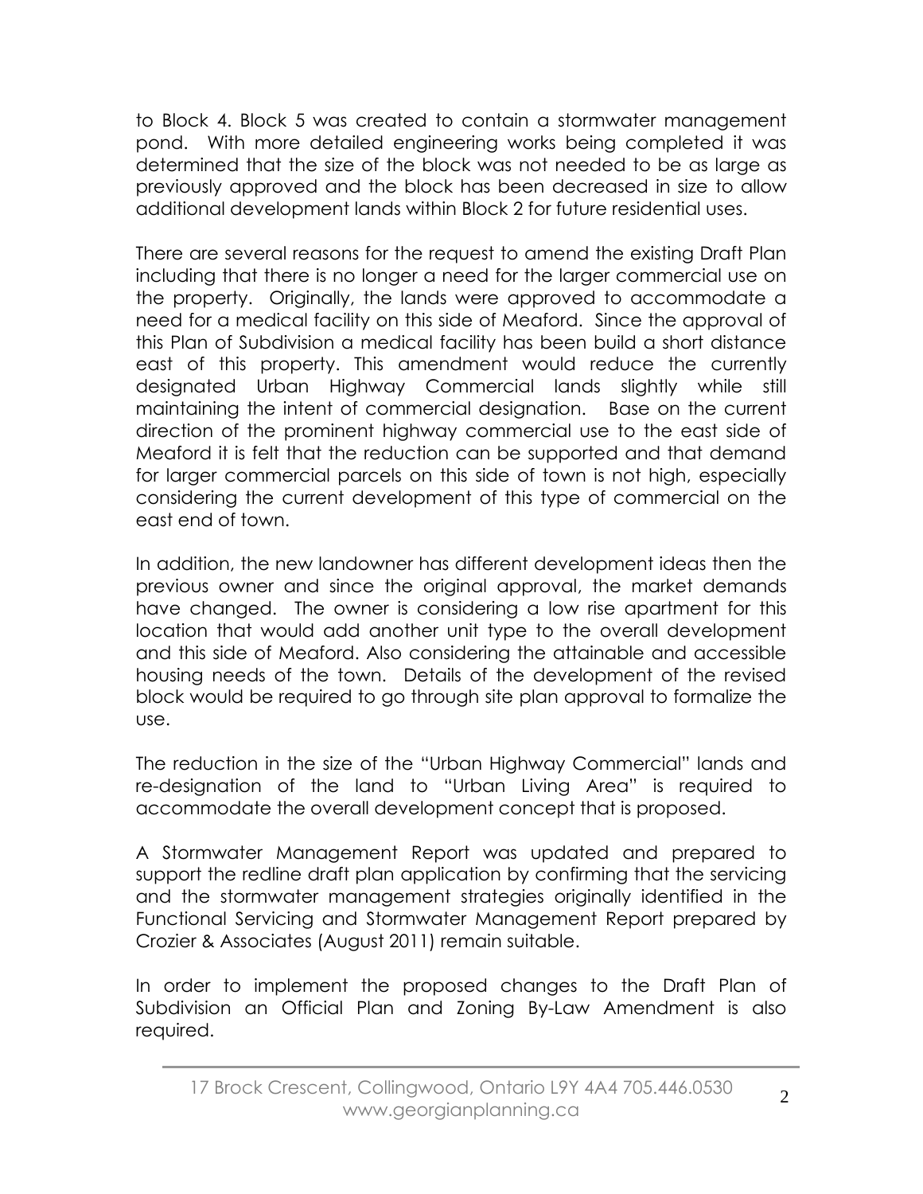to Block 4. Block 5 was created to contain a stormwater management pond. With more detailed engineering works being completed it was determined that the size of the block was not needed to be as large as previously approved and the block has been decreased in size to allow additional development lands within Block 2 for future residential uses.

There are several reasons for the request to amend the existing Draft Plan including that there is no longer a need for the larger commercial use on the property. Originally, the lands were approved to accommodate a need for a medical facility on this side of Meaford. Since the approval of this Plan of Subdivision a medical facility has been build a short distance east of this property. This amendment would reduce the currently designated Urban Highway Commercial lands slightly while still maintaining the intent of commercial designation. Base on the current direction of the prominent highway commercial use to the east side of Meaford it is felt that the reduction can be supported and that demand for larger commercial parcels on this side of town is not high, especially considering the current development of this type of commercial on the east end of town.

In addition, the new landowner has different development ideas then the previous owner and since the original approval, the market demands have changed. The owner is considering a low rise apartment for this location that would add another unit type to the overall development and this side of Meaford. Also considering the attainable and accessible housing needs of the town. Details of the development of the revised block would be required to go through site plan approval to formalize the use.

The reduction in the size of the "Urban Highway Commercial" lands and re-designation of the land to "Urban Living Area" is required to accommodate the overall development concept that is proposed.

A Stormwater Management Report was updated and prepared to support the redline draft plan application by confirming that the servicing and the stormwater management strategies originally identified in the Functional Servicing and Stormwater Management Report prepared by Crozier & Associates (August 2011) remain suitable.

In order to implement the proposed changes to the Draft Plan of Subdivision an Official Plan and Zoning By-Law Amendment is also required.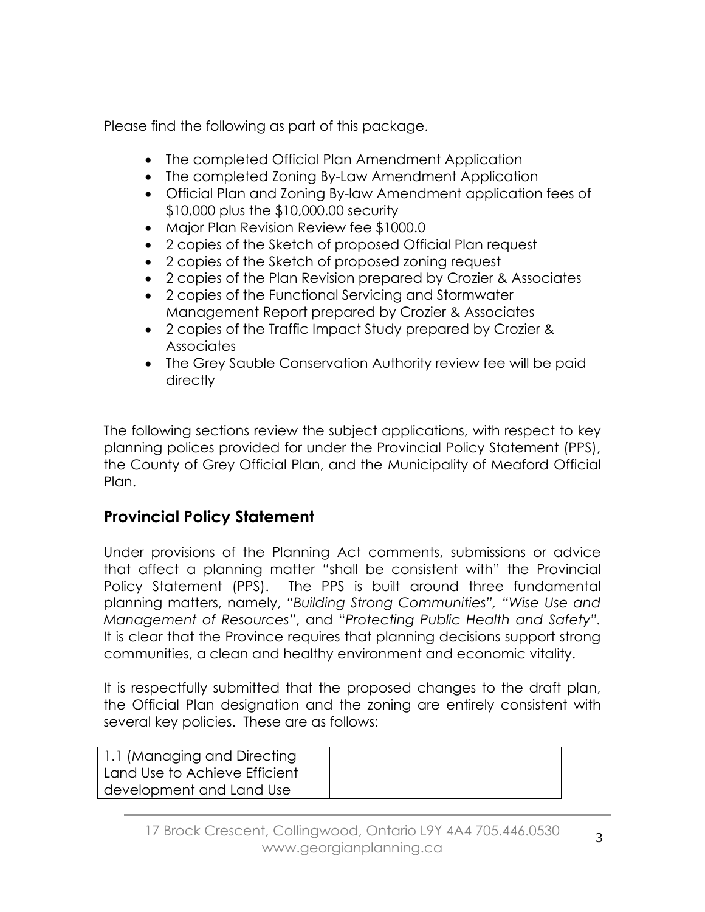Please find the following as part of this package.

- The completed Official Plan Amendment Application
- The completed Zoning By-Law Amendment Application
- Official Plan and Zoning By-law Amendment application fees of $10,000 plus the $10,000.00 security
- Major Plan Revision Review fee $1000.0
- 2 copies of the Sketch of proposed Official Plan request
- 2 copies of the Sketch of proposed zoning request
- 2 copies of the Plan Revision prepared by Crozier & Associates
- 2 copies of the Functional Servicing and Stormwater Management Report prepared by Crozier & Associates
- 2 copies of the Traffic Impact Study prepared by Crozier & Associates
- The Grey Sauble Conservation Authority review fee will be paid directly

The following sections review the subject applications, with respect to key planning polices provided for under the Provincial Policy Statement (PPS), the County of Grey Official Plan, and the Municipality of Meaford Official Plan.

## Provincial Policy Statement

Under provisions of the Planning Act comments, submissions or advice that affect a planning matter "shall be consistent with" the Provincial Policy Statement (PPS). The PPS is built around three fundamental planning matters, namely, *"Building Strong Communities"*, *"Wise Use and Management of Resources"*, and "*Protecting Public Health and Safety"*. It is clear that the Province requires that planning decisions support strong communities, a clean and healthy environment and economic vitality.

It is respectfully submitted that the proposed changes to the draft plan, the Official Plan designation and the zoning are entirely consistent with several key policies. These are as follows:

| 1.1 (Managing and Directing Land Use to Achieve Efficient development and Land Use | |
|---|---|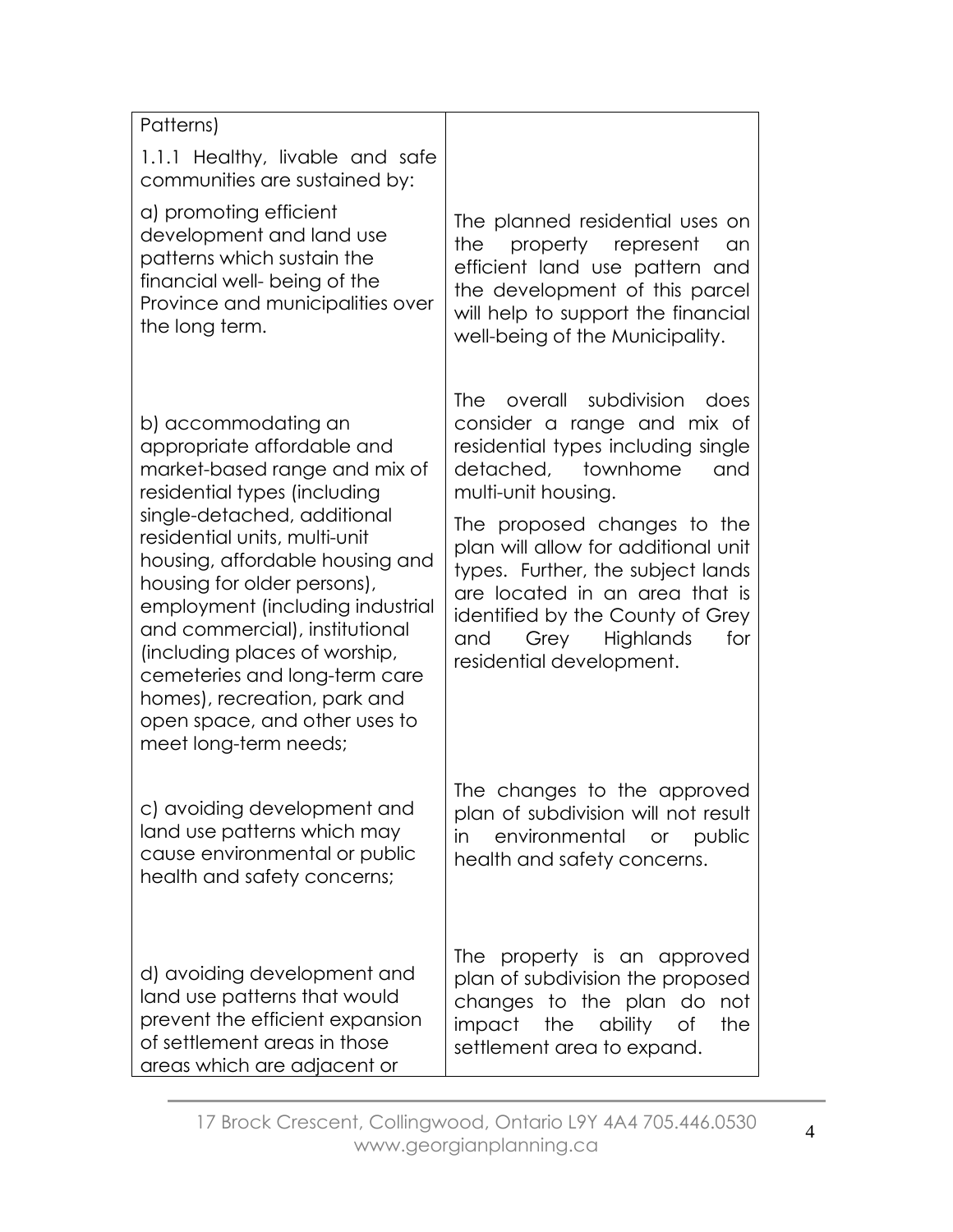| Patterns)<br><br>1.1.1 Healthy, livable and safe communities are sustained by: | |
|---|---|
| a) promoting efficient development and land use patterns which sustain the financial well- being of the Province and municipalities over the long term. | The planned residential uses on the property represent an efficient land use pattern and the development of this parcel will help to support the financial well-being of the Municipality. |
| b) accommodating an appropriate affordable and market-based range and mix of residential types (including single-detached, additional residential units, multi-unit housing, affordable housing and housing for older persons), employment (including industrial and commercial), institutional (including places of worship, cemeteries and long-term care homes), recreation, park and open space, and other uses to meet long-term needs; | The overall subdivision does consider a range and mix of residential types including single detached, townhome and multi-unit housing.<br><br>The proposed changes to the plan will allow for additional unit types. Further, the subject lands are located in an area that is identified by the County of Grey and Grey Highlands for residential development. |
| c) avoiding development and land use patterns which may cause environmental or public health and safety concerns; | The changes to the approved plan of subdivision will not result in environmental or public health and safety concerns. |
| d) avoiding development and land use patterns that would prevent the efficient expansion of settlement areas in those areas which are adjacent or | The property is an approved plan of subdivision the proposed changes to the plan do not impact the ability of the settlement area to expand. |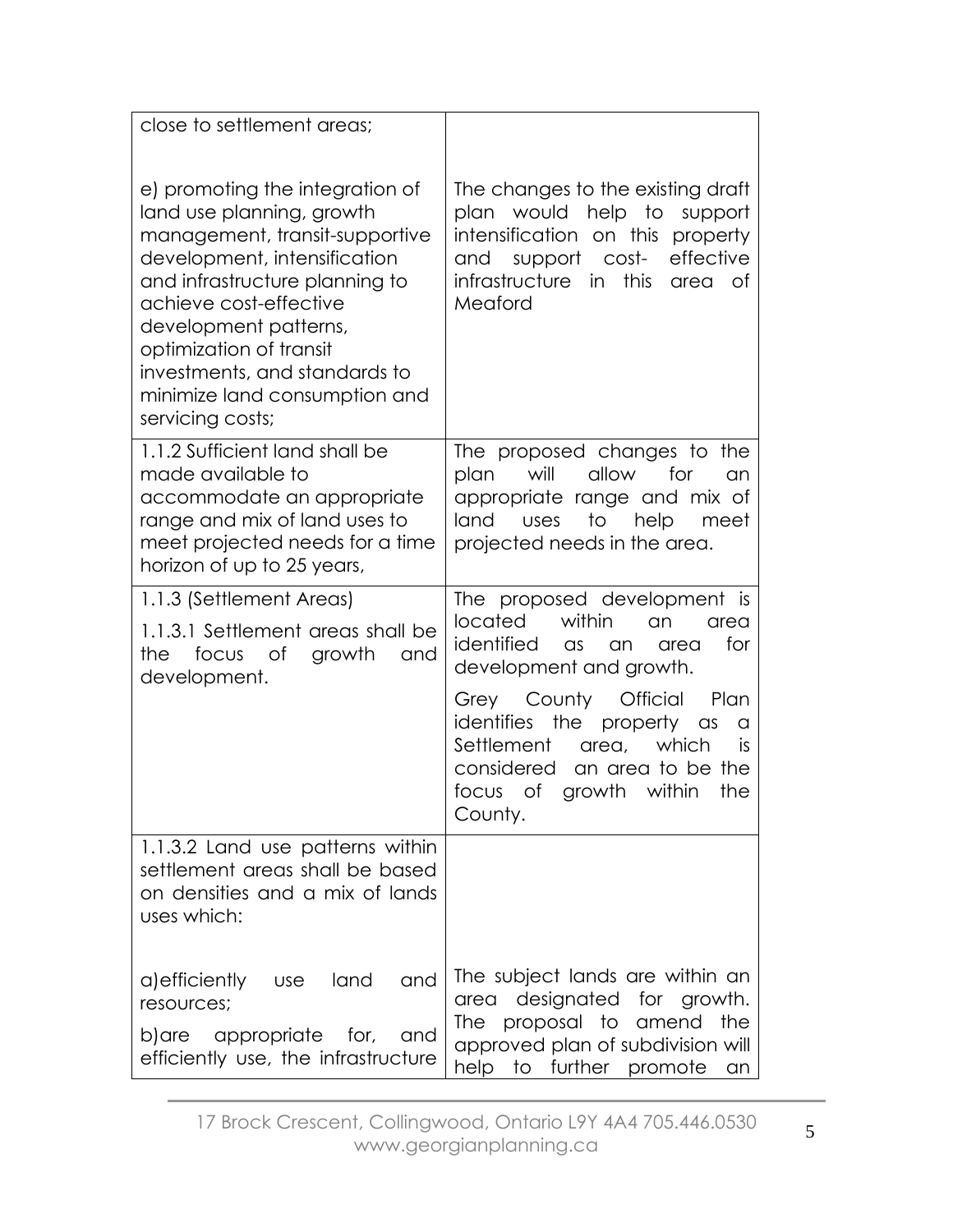| | |
|---|---|
| close to settlement areas; | |
| e) promoting the integration of land use planning, growth management, transit-supportive development, intensification and infrastructure planning to achieve cost-effective development patterns, optimization of transit investments, and standards to minimize land consumption and servicing costs; | The changes to the existing draft plan would help to support intensification on this property and support cost- effective infrastructure in this area of Meaford |
| 1.1.2 Sufficient land shall be made available to accommodate an appropriate range and mix of land uses to meet projected needs for a time horizon of up to 25 years, | The proposed changes to the plan will allow for an appropriate range and mix of land uses to help meet projected needs in the area. |
| 1.1.3 (Settlement Areas)<br>1.1.3.1 Settlement areas shall be the focus of growth and development. | The proposed development is located within an area identified as an area for development and growth.<br>Grey County Official Plan identifies the property as a Settlement area, which is considered an area to be the focus of growth within the County. |
| 1.1.3.2 Land use patterns within settlement areas shall be based on densities and a mix of lands uses which: | |
| a) efficiently use land and resources;<br>b) are appropriate for, and efficiently use, the infrastructure | The subject lands are within an area designated for growth. The proposal to amend the approved plan of subdivision will help to further promote an |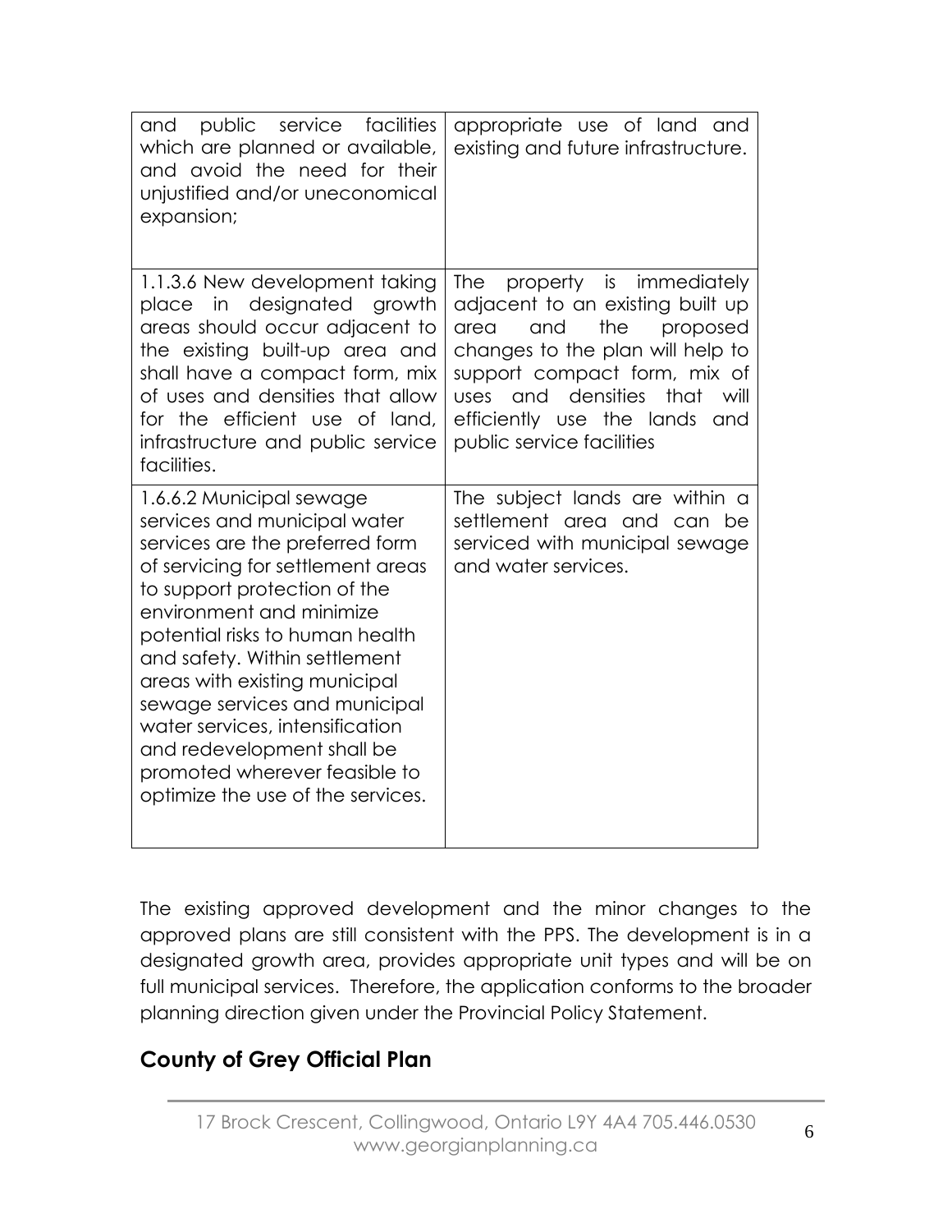| and public service facilities which are planned or available, and avoid the need for their unjustified and/or uneconomical expansion; | appropriate use of land and existing and future infrastructure. |
|---|---|
| 1.1.3.6 New development taking place in designated growth areas should occur adjacent to the existing built-up area and shall have a compact form, mix of uses and densities that allow for the efficient use of land, infrastructure and public service facilities. | The property is immediately adjacent to an existing built up area and the proposed changes to the plan will help to support compact form, mix of uses and densities that will efficiently use the lands and public service facilities |
| 1.6.6.2 Municipal sewage services and municipal water services are the preferred form of servicing for settlement areas to support protection of the environment and minimize potential risks to human health and safety. Within settlement areas with existing municipal sewage services and municipal water services, intensification and redevelopment shall be promoted wherever feasible to optimize the use of the services. | The subject lands are within a settlement area and can be serviced with municipal sewage and water services. |

The existing approved development and the minor changes to the approved plans are still consistent with the PPS. The development is in a designated growth area, provides appropriate unit types and will be on full municipal services. Therefore, the application conforms to the broader planning direction given under the Provincial Policy Statement.

## County of Grey Official Plan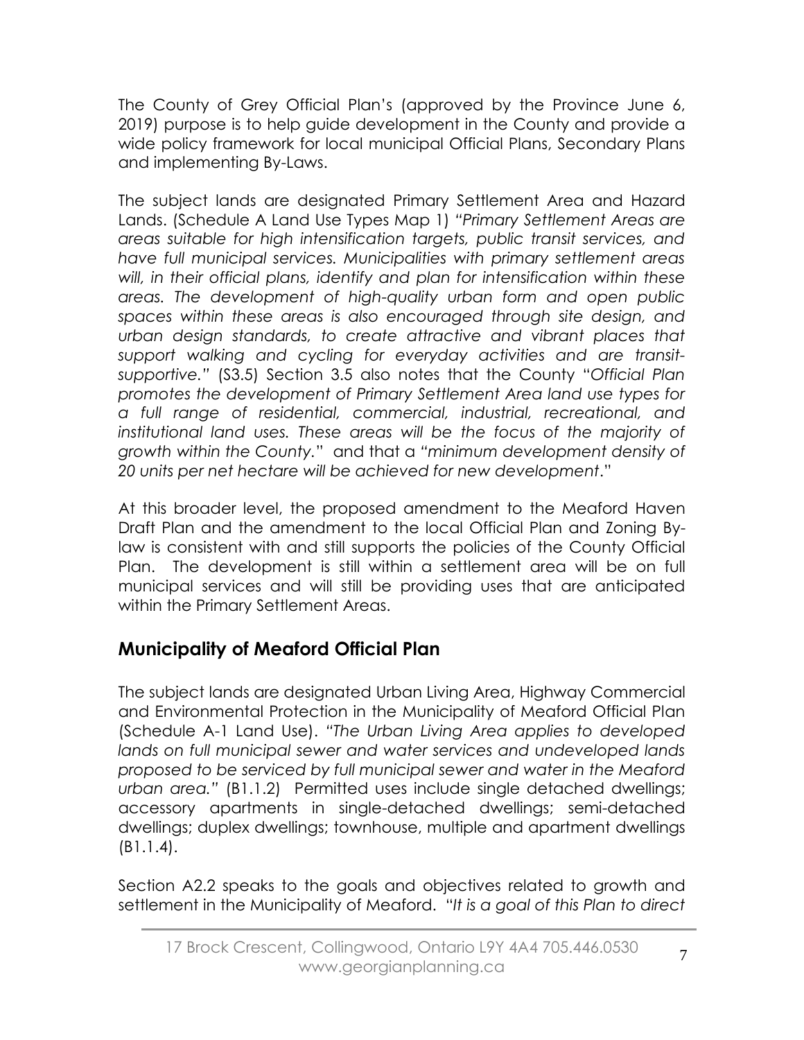The County of Grey Official Plan's (approved by the Province June 6, 2019) purpose is to help guide development in the County and provide a wide policy framework for local municipal Official Plans, Secondary Plans and implementing By-Laws.

The subject lands are designated Primary Settlement Area and Hazard Lands. (Schedule A Land Use Types Map 1) *"Primary Settlement Areas are areas suitable for high intensification targets, public transit services, and have full municipal services. Municipalities with primary settlement areas will, in their official plans, identify and plan for intensification within these areas. The development of high-quality urban form and open public spaces within these areas is also encouraged through site design, and urban design standards, to create attractive and vibrant places that support walking and cycling for everyday activities and are transit-supportive."* (S3.5) Section 3.5 also notes that the County "*Official Plan promotes the development of Primary Settlement Area land use types for a full range of residential, commercial, industrial, recreational, and institutional land uses. These areas will be the focus of the majority of growth within the County.*" and that a *"minimum development density of 20 units per net hectare will be achieved for new development*."

At this broader level, the proposed amendment to the Meaford Haven Draft Plan and the amendment to the local Official Plan and Zoning By-law is consistent with and still supports the policies of the County Official Plan. The development is still within a settlement area will be on full municipal services and will still be providing uses that are anticipated within the Primary Settlement Areas.

## Municipality of Meaford Official Plan

The subject lands are designated Urban Living Area, Highway Commercial and Environmental Protection in the Municipality of Meaford Official Plan (Schedule A-1 Land Use). *"The Urban Living Area applies to developed lands on full municipal sewer and water services and undeveloped lands proposed to be serviced by full municipal sewer and water in the Meaford urban area."* (B1.1.2) Permitted uses include single detached dwellings; accessory apartments in single-detached dwellings; semi-detached dwellings; duplex dwellings; townhouse, multiple and apartment dwellings (B1.1.4).

Section A2.2 speaks to the goals and objectives related to growth and settlement in the Municipality of Meaford. *"It is a goal of this Plan to direct*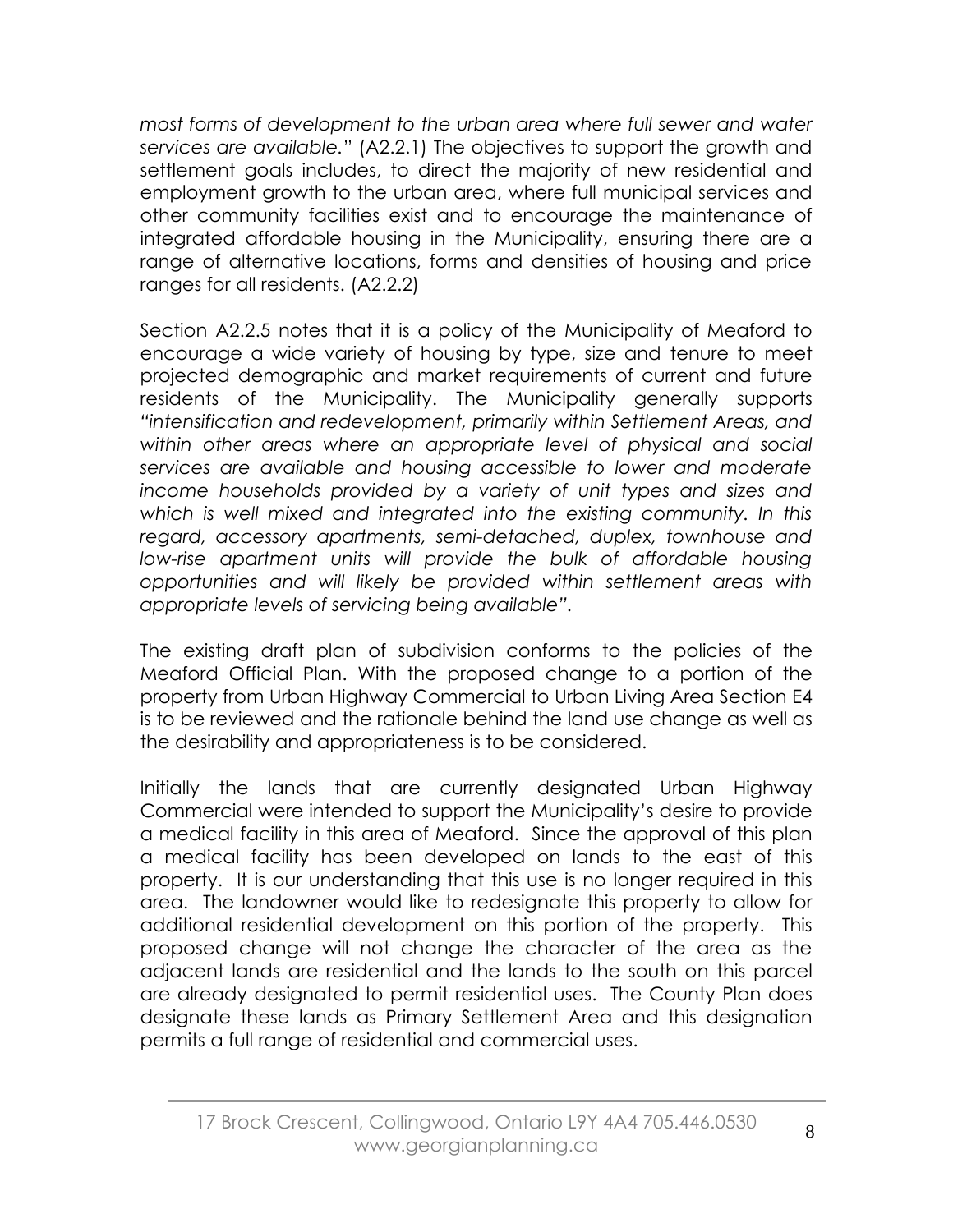*most forms of development to the urban area where full sewer and water services are available.*" (A2.2.1) The objectives to support the growth and settlement goals includes, to direct the majority of new residential and employment growth to the urban area, where full municipal services and other community facilities exist and to encourage the maintenance of integrated affordable housing in the Municipality, ensuring there are a range of alternative locations, forms and densities of housing and price ranges for all residents. (A2.2.2)

Section A2.2.5 notes that it is a policy of the Municipality of Meaford to encourage a wide variety of housing by type, size and tenure to meet projected demographic and market requirements of current and future residents of the Municipality. The Municipality generally supports *"intensification and redevelopment, primarily within Settlement Areas, and within other areas where an appropriate level of physical and social services are available and housing accessible to lower and moderate income households provided by a variety of unit types and sizes and which is well mixed and integrated into the existing community. In this regard, accessory apartments, semi-detached, duplex, townhouse and low-rise apartment units will provide the bulk of affordable housing opportunities and will likely be provided within settlement areas with appropriate levels of servicing being available"*.

The existing draft plan of subdivision conforms to the policies of the Meaford Official Plan. With the proposed change to a portion of the property from Urban Highway Commercial to Urban Living Area Section E4 is to be reviewed and the rationale behind the land use change as well as the desirability and appropriateness is to be considered.

Initially the lands that are currently designated Urban Highway Commercial were intended to support the Municipality's desire to provide a medical facility in this area of Meaford. Since the approval of this plan a medical facility has been developed on lands to the east of this property. It is our understanding that this use is no longer required in this area. The landowner would like to redesignate this property to allow for additional residential development on this portion of the property. This proposed change will not change the character of the area as the adjacent lands are residential and the lands to the south on this parcel are already designated to permit residential uses. The County Plan does designate these lands as Primary Settlement Area and this designation permits a full range of residential and commercial uses.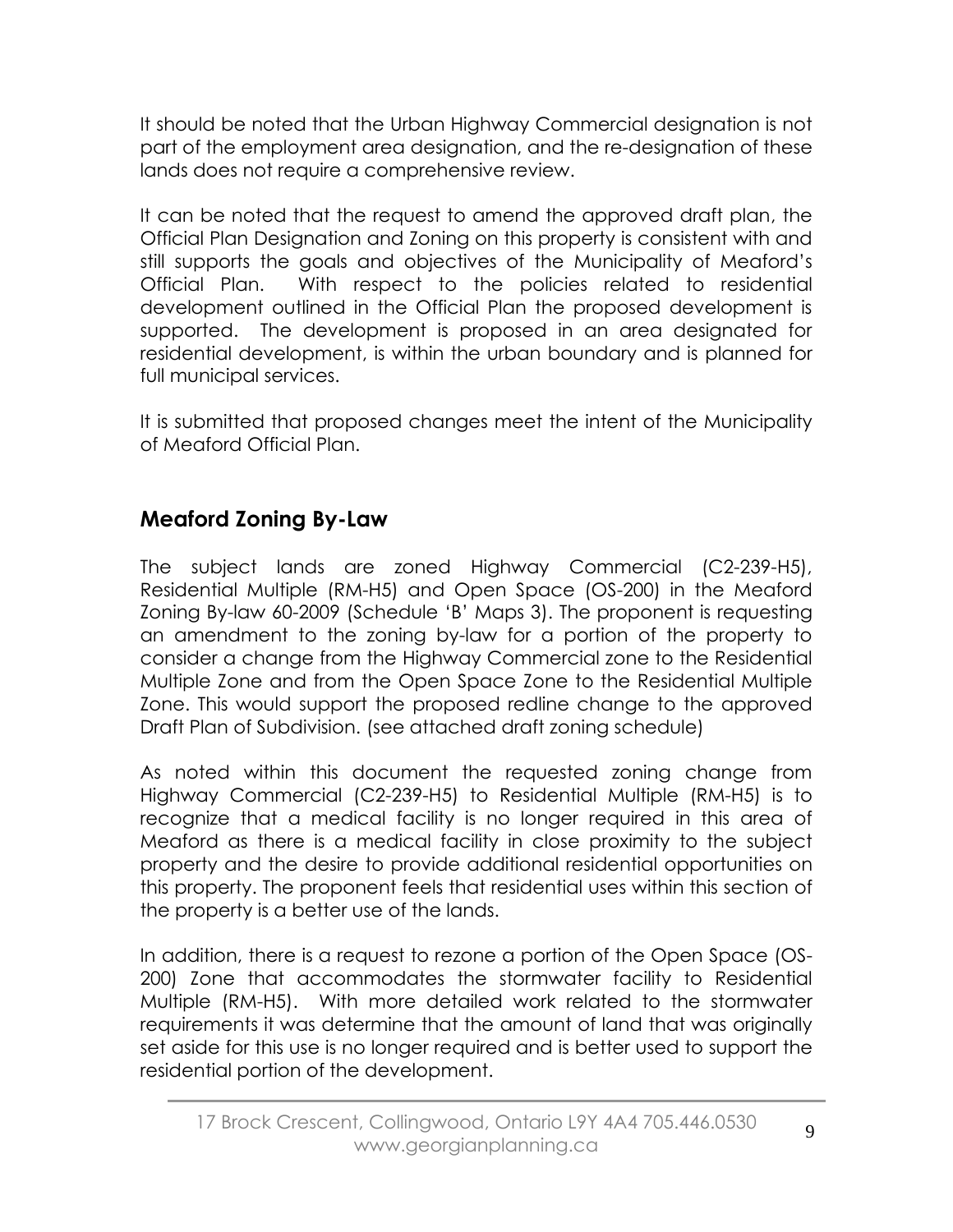It should be noted that the Urban Highway Commercial designation is not part of the employment area designation, and the re-designation of these lands does not require a comprehensive review.

It can be noted that the request to amend the approved draft plan, the Official Plan Designation and Zoning on this property is consistent with and still supports the goals and objectives of the Municipality of Meaford's Official Plan. With respect to the policies related to residential development outlined in the Official Plan the proposed development is supported. The development is proposed in an area designated for residential development, is within the urban boundary and is planned for full municipal services.

It is submitted that proposed changes meet the intent of the Municipality of Meaford Official Plan.

## Meaford Zoning By-Law

The subject lands are zoned Highway Commercial (C2-239-H5), Residential Multiple (RM-H5) and Open Space (OS-200) in the Meaford Zoning By-law 60-2009 (Schedule 'B' Maps 3). The proponent is requesting an amendment to the zoning by-law for a portion of the property to consider a change from the Highway Commercial zone to the Residential Multiple Zone and from the Open Space Zone to the Residential Multiple Zone. This would support the proposed redline change to the approved Draft Plan of Subdivision. (see attached draft zoning schedule)

As noted within this document the requested zoning change from Highway Commercial (C2-239-H5) to Residential Multiple (RM-H5) is to recognize that a medical facility is no longer required in this area of Meaford as there is a medical facility in close proximity to the subject property and the desire to provide additional residential opportunities on this property. The proponent feels that residential uses within this section of the property is a better use of the lands.

In addition, there is a request to rezone a portion of the Open Space (OS-200) Zone that accommodates the stormwater facility to Residential Multiple (RM-H5). With more detailed work related to the stormwater requirements it was determine that the amount of land that was originally set aside for this use is no longer required and is better used to support the residential portion of the development.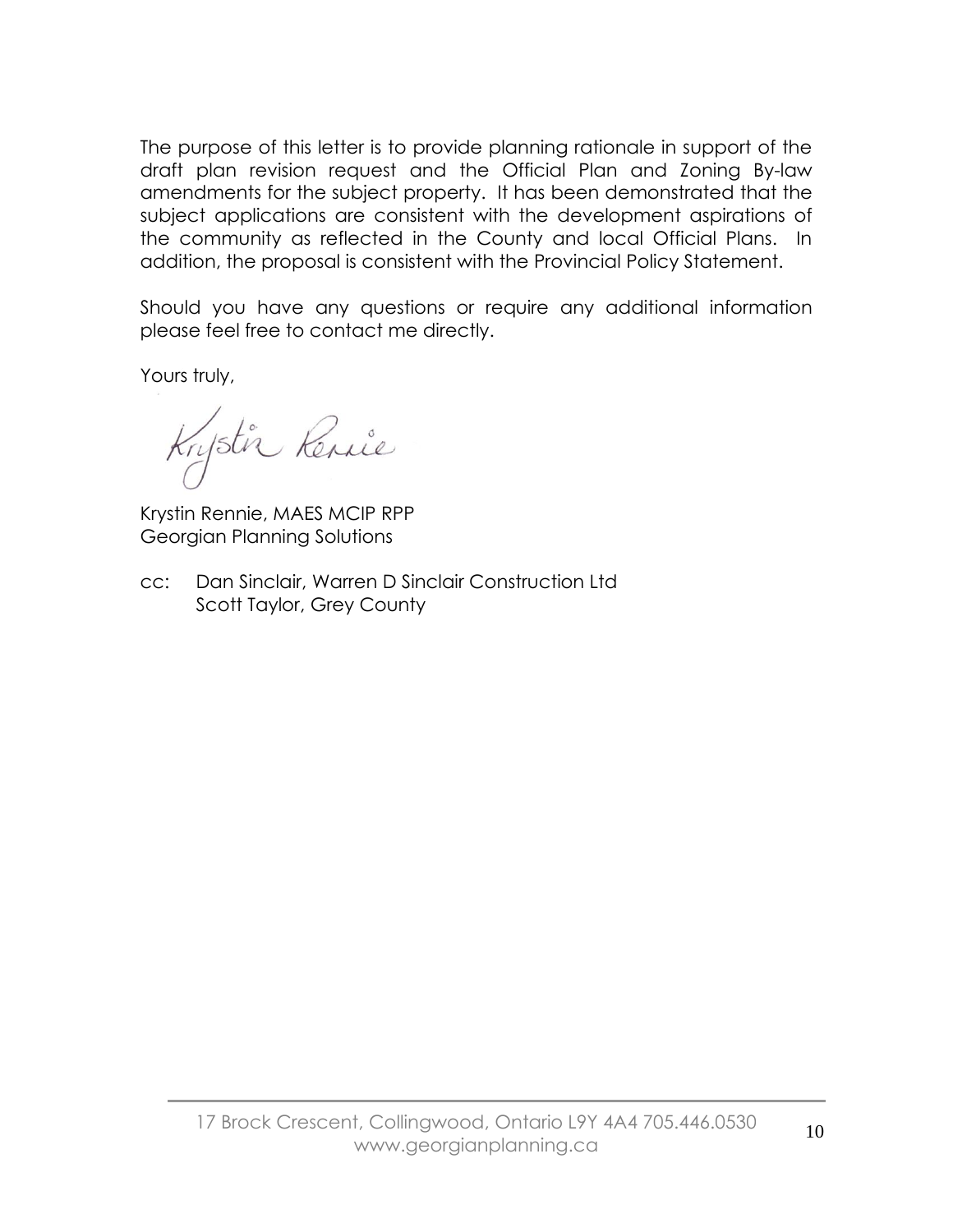The purpose of this letter is to provide planning rationale in support of the draft plan revision request and the Official Plan and Zoning By-law amendments for the subject property. It has been demonstrated that the subject applications are consistent with the development aspirations of the community as reflected in the County and local Official Plans. In addition, the proposal is consistent with the Provincial Policy Statement.

Should you have any questions or require any additional information please feel free to contact me directly.

Yours truly,

Krystin Rennie

Krystin Rennie, MAES MCIP RPP
Georgian Planning Solutions

cc: Dan Sinclair, Warren D Sinclair Construction Ltd
Scott Taylor, Grey County

17 Brock Crescent, Collingwood, Ontario L9Y 4A4 705.446.0530
www.georgianplanning.ca